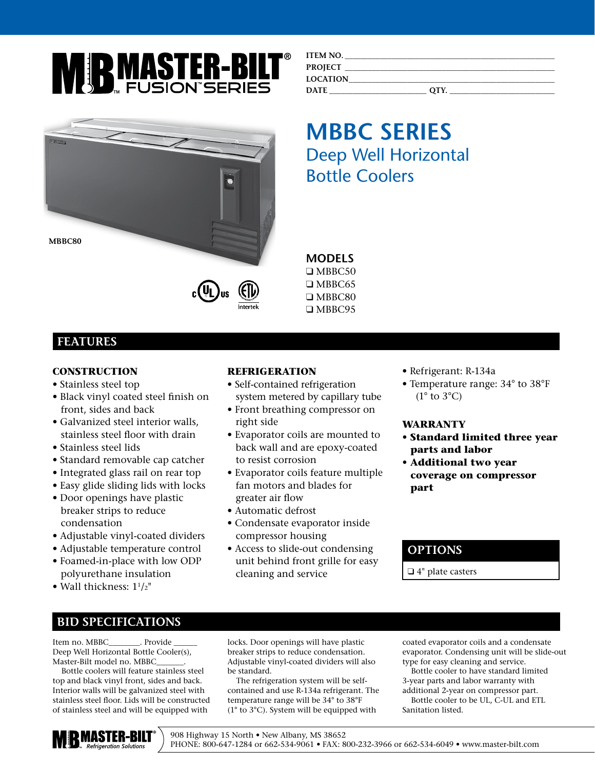# MASTER-BILT® FUSION™ SERIES

ITEM NO. ______________________________

PROJECT ______________________________

LOCATION______________________________

DATE ______________ QTY. ______________

MBBC80

# MBBC SERIES

## Deep Well Horizontal Bottle Coolers

### MODELS

❑ MBBC50
❑ MBBC65
❑ MBBC80
❑ MBBC95

## FEATURES

### CONSTRUCTION

- Stainless steel top
- Black vinyl coated steel finish on front, sides and back
- Galvanized steel interior walls, stainless steel floor with drain
- Stainless steel lids
- Standard removable cap catcher
- Integrated glass rail on rear top
- Easy glide sliding lids with locks
- Door openings have plastic breaker strips to reduce condensation
- Adjustable vinyl-coated dividers
- Adjustable temperature control
- Foamed-in-place with low ODP polyurethane insulation
- Wall thickness: 1½"

### REFRIGERATION

- Self-contained refrigeration system metered by capillary tube
- Front breathing compressor on right side
- Evaporator coils are mounted to back wall and are epoxy-coated to resist corrosion
- Evaporator coils feature multiple fan motors and blades for greater air flow
- Automatic defrost
- Condensate evaporator inside compressor housing
- Access to slide-out condensing unit behind front grille for easy cleaning and service
- Refrigerant: R-134a
- Temperature range: 34° to 38°F (1° to 3°C)

### WARRANTY

- **Standard limited three year parts and labor**
- **Additional two year coverage on compressor part**

## OPTIONS

❑ 4" plate casters

## BID SPECIFICATIONS

Item no. MBBC_______. Provide _____ Deep Well Horizontal Bottle Cooler(s), Master-Bilt model no. MBBC_______.

Bottle coolers will feature stainless steel top and black vinyl front, sides and back. Interior walls will be galvanized steel with stainless steel floor. Lids will be constructed of stainless steel and will be equipped with locks. Door openings will have plastic breaker strips to reduce condensation. Adjustable vinyl-coated dividers will also be standard.

The refrigeration system will be self-contained and use R-134a refrigerant. The temperature range will be 34° to 38°F (1° to 3°C). System will be equipped with coated evaporator coils and a condensate evaporator. Condensing unit will be slide-out type for easy cleaning and service.

Bottle cooler to have standard limited 3-year parts and labor warranty with additional 2-year on compressor part.

Bottle cooler to be UL, C-UL and ETL Sanitation listed.

MASTER-BILT® Refrigeration Solutions
908 Highway 15 North • New Albany, MS 38652
PHONE: 800-647-1284 or 662-534-9061 • FAX: 800-232-3966 or 662-534-6049 • www.master-bilt.com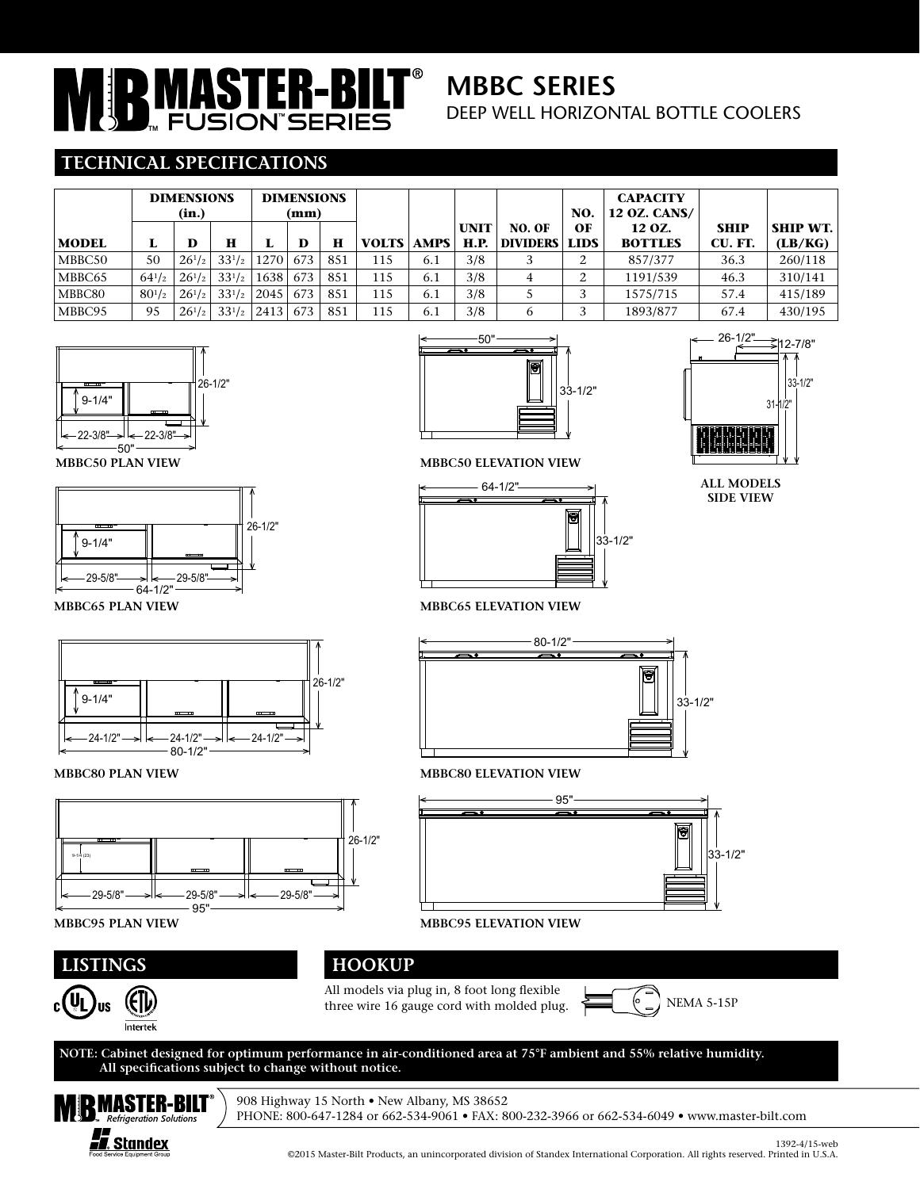# MASTER-BILT® FUSION™ SERIES

## MBBC SERIES
DEEP WELL HORIZONTAL BOTTLE COOLERS

## TECHNICAL SPECIFICATIONS

| MODEL | DIMENSIONS (in.) L | D | H | DIMENSIONS (mm) L | D | H | VOLTS | AMPS | UNIT H.P. | NO. OF DIVIDERS | NO. OF LIDS | CAPACITY 12 OZ. CANS/ 12 OZ. BOTTLES | SHIP CU. FT. | SHIP WT. (LB/KG) |
|---|---|---|---|---|---|---|---|---|---|---|---|---|---|---|
| MBBC50 | 50 | 26½ | 33½ | 1270 | 673 | 851 | 115 | 6.1 | 3/8 | 3 | 2 | 857/377 | 36.3 | 260/118 |
| MBBC65 | 64½ | 26½ | 33½ | 1638 | 673 | 851 | 115 | 6.1 | 3/8 | 4 | 2 | 1191/539 | 46.3 | 310/141 |
| MBBC80 | 80½ | 26½ | 33½ | 2045 | 673 | 851 | 115 | 6.1 | 3/8 | 5 | 3 | 1575/715 | 57.4 | 415/189 |
| MBBC95 | 95 | 26½ | 33½ | 2413 | 673 | 851 | 115 | 6.1 | 3/8 | 6 | 3 | 1893/877 | 67.4 | 430/195 |

9-1/4"
26-1/2"
22-3/8" 22-3/8"
50"

MBBC50 PLAN VIEW

50"
33-1/2"

MBBC50 ELEVATION VIEW

26-1/2"
12-7/8"
33-1/2"
31-1/2"

ALL MODELS SIDE VIEW

9-1/4"
26-1/2"
29-5/8" 29-5/8"
64-1/2"

MBBC65 PLAN VIEW

64-1/2"
33-1/2"

MBBC65 ELEVATION VIEW

9-1/4"
26-1/2"
24-1/2" 24-1/2" 24-1/2"
80-1/2"

MBBC80 PLAN VIEW

80-1/2"
33-1/2"

MBBC80 ELEVATION VIEW

9-1/4 (23)
26-1/2"
29-5/8" 29-5/8" 29-5/8"
95"

MBBC95 PLAN VIEW

95"
33-1/2"

MBBC95 ELEVATION VIEW

## LISTINGS

c UL us
ETL Intertek

## HOOKUP

All models via plug in, 8 foot long flexible three wire 16 gauge cord with molded plug.

NEMA 5-15P

**NOTE: Cabinet designed for optimum performance in air-conditioned area at 75°F ambient and 55% relative humidity. All specifications subject to change without notice.**

MASTER-BILT® Refrigeration Solutions
Standex Food Service Equipment Group

908 Highway 15 North • New Albany, MS 38652
PHONE: 800-647-1284 or 662-534-9061 • FAX: 800-232-3966 or 662-534-6049 • www.master-bilt.com

1392-4/15-web
©2015 Master-Bilt Products, an unincorporated division of Standex International Corporation. All rights reserved. Printed in U.S.A.